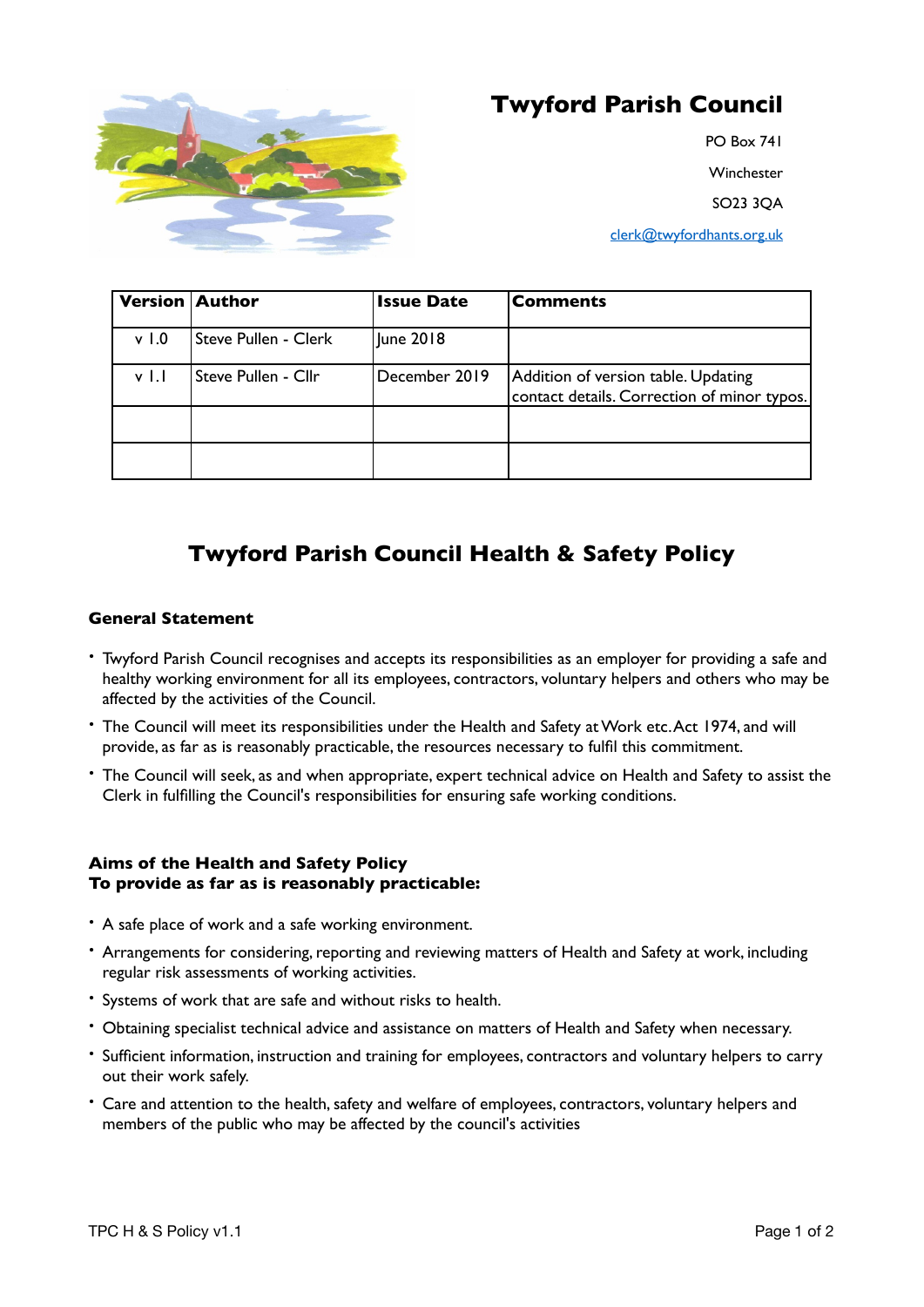# Twyford Parish Council

PO Box 741

Winchester

SO23 3QA

clerk@twyfordhants.org.uk

| Version | Author | Issue Date | Comments |
|---|---|---|---|
| v 1.0 | Steve Pullen - Clerk | June 2018 | |
| v 1.1 | Steve Pullen - Cllr | December 2019 | Addition of version table. Updating contact details. Correction of minor typos. |
| | | | |
| | | | |

## Twyford Parish Council Health & Safety Policy

### General Statement

- Twyford Parish Council recognises and accepts its responsibilities as an employer for providing a safe and healthy working environment for all its employees, contractors, voluntary helpers and others who may be affected by the activities of the Council.
- The Council will meet its responsibilities under the Health and Safety at Work etc. Act 1974, and will provide, as far as is reasonably practicable, the resources necessary to fulfil this commitment.
- The Council will seek, as and when appropriate, expert technical advice on Health and Safety to assist the Clerk in fulfilling the Council's responsibilities for ensuring safe working conditions.

### Aims of the Health and Safety Policy
### To provide as far as is reasonably practicable:

- A safe place of work and a safe working environment.
- Arrangements for considering, reporting and reviewing matters of Health and Safety at work, including regular risk assessments of working activities.
- Systems of work that are safe and without risks to health.
- Obtaining specialist technical advice and assistance on matters of Health and Safety when necessary.
- Sufficient information, instruction and training for employees, contractors and voluntary helpers to carry out their work safely.
- Care and attention to the health, safety and welfare of employees, contractors, voluntary helpers and members of the public who may be affected by the council's activities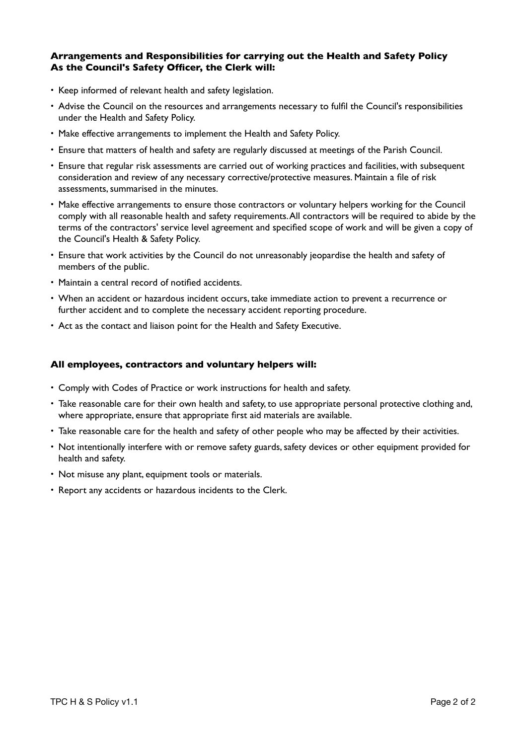**Arrangements and Responsibilities for carrying out the Health and Safety Policy**
**As the Council's Safety Officer, the Clerk will:**

- Keep informed of relevant health and safety legislation.
- Advise the Council on the resources and arrangements necessary to fulfil the Council's responsibilities under the Health and Safety Policy.
- Make effective arrangements to implement the Health and Safety Policy.
- Ensure that matters of health and safety are regularly discussed at meetings of the Parish Council.
- Ensure that regular risk assessments are carried out of working practices and facilities, with subsequent consideration and review of any necessary corrective/protective measures. Maintain a file of risk assessments, summarised in the minutes.
- Make effective arrangements to ensure those contractors or voluntary helpers working for the Council comply with all reasonable health and safety requirements. All contractors will be required to abide by the terms of the contractors' service level agreement and specified scope of work and will be given a copy of the Council's Health & Safety Policy.
- Ensure that work activities by the Council do not unreasonably jeopardise the health and safety of members of the public.
- Maintain a central record of notified accidents.
- When an accident or hazardous incident occurs, take immediate action to prevent a recurrence or further accident and to complete the necessary accident reporting procedure.
- Act as the contact and liaison point for the Health and Safety Executive.

**All employees, contractors and voluntary helpers will:**

- Comply with Codes of Practice or work instructions for health and safety.
- Take reasonable care for their own health and safety, to use appropriate personal protective clothing and, where appropriate, ensure that appropriate first aid materials are available.
- Take reasonable care for the health and safety of other people who may be affected by their activities.
- Not intentionally interfere with or remove safety guards, safety devices or other equipment provided for health and safety.
- Not misuse any plant, equipment tools or materials.
- Report any accidents or hazardous incidents to the Clerk.